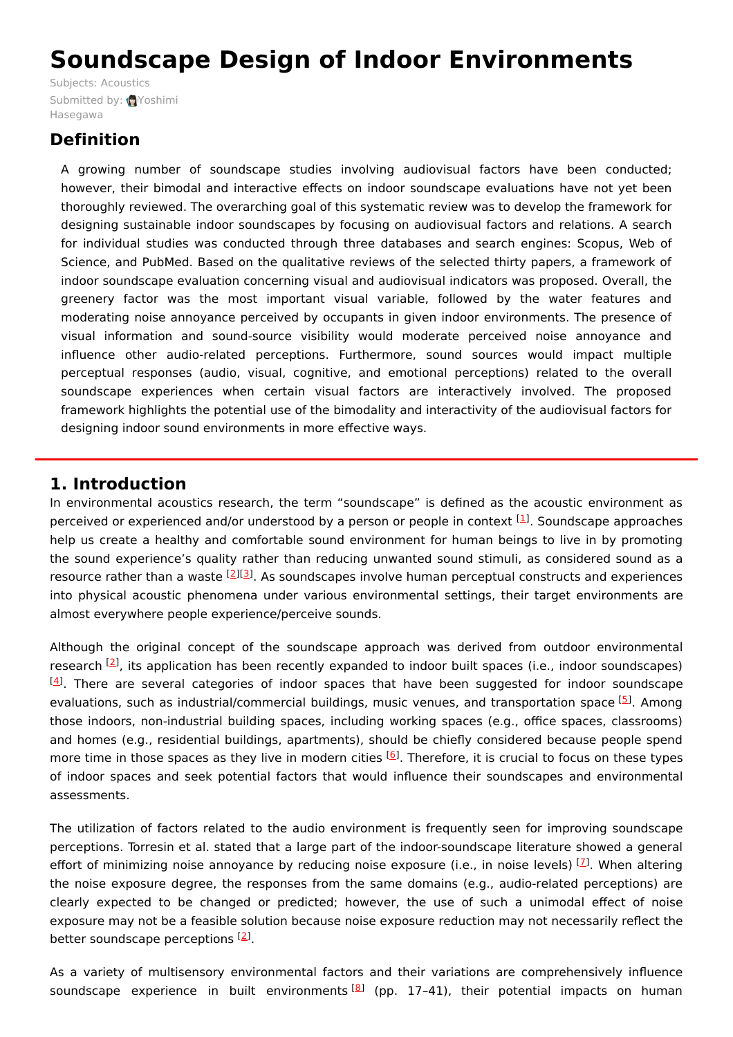# Soundscape Design of Indoor Environments

Subjects: Acoustics

Submitted by: Yoshimi Hasegawa

## Definition

A growing number of soundscape studies involving audiovisual factors have been conducted; however, their bimodal and interactive effects on indoor soundscape evaluations have not yet been thoroughly reviewed. The overarching goal of this systematic review was to develop the framework for designing sustainable indoor soundscapes by focusing on audiovisual factors and relations. A search for individual studies was conducted through three databases and search engines: Scopus, Web of Science, and PubMed. Based on the qualitative reviews of the selected thirty papers, a framework of indoor soundscape evaluation concerning visual and audiovisual indicators was proposed. Overall, the greenery factor was the most important visual variable, followed by the water features and moderating noise annoyance perceived by occupants in given indoor environments. The presence of visual information and sound-source visibility would moderate perceived noise annoyance and influence other audio-related perceptions. Furthermore, sound sources would impact multiple perceptual responses (audio, visual, cognitive, and emotional perceptions) related to the overall soundscape experiences when certain visual factors are interactively involved. The proposed framework highlights the potential use of the bimodality and interactivity of the audiovisual factors for designing indoor sound environments in more effective ways.

## 1. Introduction

In environmental acoustics research, the term "soundscape" is defined as the acoustic environment as perceived or experienced and/or understood by a person or people in context [1]. Soundscape approaches help us create a healthy and comfortable sound environment for human beings to live in by promoting the sound experience's quality rather than reducing unwanted sound stimuli, as considered sound as a resource rather than a waste [2][3]. As soundscapes involve human perceptual constructs and experiences into physical acoustic phenomena under various environmental settings, their target environments are almost everywhere people experience/perceive sounds.

Although the original concept of the soundscape approach was derived from outdoor environmental research [2], its application has been recently expanded to indoor built spaces (i.e., indoor soundscapes) [4]. There are several categories of indoor spaces that have been suggested for indoor soundscape evaluations, such as industrial/commercial buildings, music venues, and transportation space [5]. Among those indoors, non-industrial building spaces, including working spaces (e.g., office spaces, classrooms) and homes (e.g., residential buildings, apartments), should be chiefly considered because people spend more time in those spaces as they live in modern cities [6]. Therefore, it is crucial to focus on these types of indoor spaces and seek potential factors that would influence their soundscapes and environmental assessments.

The utilization of factors related to the audio environment is frequently seen for improving soundscape perceptions. Torresin et al. stated that a large part of the indoor-soundscape literature showed a general effort of minimizing noise annoyance by reducing noise exposure (i.e., in noise levels) [7]. When altering the noise exposure degree, the responses from the same domains (e.g., audio-related perceptions) are clearly expected to be changed or predicted; however, the use of such a unimodal effect of noise exposure may not be a feasible solution because noise exposure reduction may not necessarily reflect the better soundscape perceptions [2].

As a variety of multisensory environmental factors and their variations are comprehensively influence soundscape experience in built environments [8] (pp. 17–41), their potential impacts on human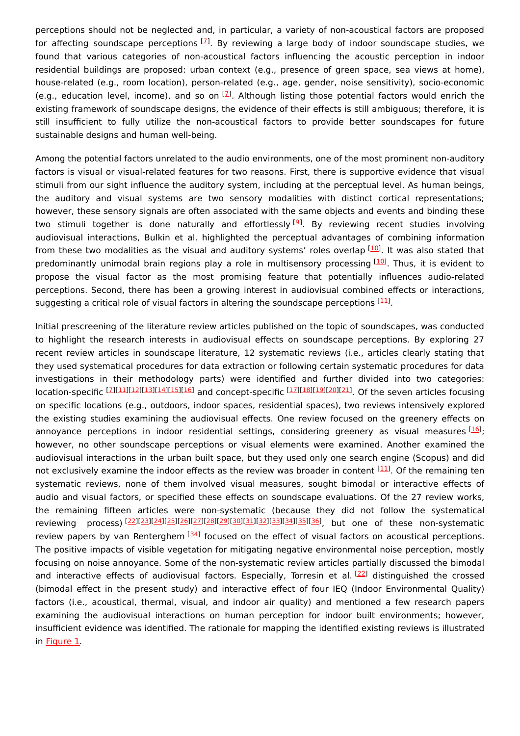perceptions should not be neglected and, in particular, a variety of non-acoustical factors are proposed for affecting soundscape perceptions [7]. By reviewing a large body of indoor soundscape studies, we found that various categories of non-acoustical factors influencing the acoustic perception in indoor residential buildings are proposed: urban context (e.g., presence of green space, sea views at home), house-related (e.g., room location), person-related (e.g., age, gender, noise sensitivity), socio-economic (e.g., education level, income), and so on [7]. Although listing those potential factors would enrich the existing framework of soundscape designs, the evidence of their effects is still ambiguous; therefore, it is still insufficient to fully utilize the non-acoustical factors to provide better soundscapes for future sustainable designs and human well-being.

Among the potential factors unrelated to the audio environments, one of the most prominent non-auditory factors is visual or visual-related features for two reasons. First, there is supportive evidence that visual stimuli from our sight influence the auditory system, including at the perceptual level. As human beings, the auditory and visual systems are two sensory modalities with distinct cortical representations; however, these sensory signals are often associated with the same objects and events and binding these two stimuli together is done naturally and effortlessly [9]. By reviewing recent studies involving audiovisual interactions, Bulkin et al. highlighted the perceptual advantages of combining information from these two modalities as the visual and auditory systems' roles overlap [10]. It was also stated that predominantly unimodal brain regions play a role in multisensory processing [10]. Thus, it is evident to propose the visual factor as the most promising feature that potentially influences audio-related perceptions. Second, there has been a growing interest in audiovisual combined effects or interactions, suggesting a critical role of visual factors in altering the soundscape perceptions [11].

Initial prescreening of the literature review articles published on the topic of soundscapes, was conducted to highlight the research interests in audiovisual effects on soundscape perceptions. By exploring 27 recent review articles in soundscape literature, 12 systematic reviews (i.e., articles clearly stating that they used systematical procedures for data extraction or following certain systematic procedures for data investigations in their methodology parts) were identified and further divided into two categories: location-specific [7][11][12][13][14][15][16] and concept-specific [17][18][19][20][21]. Of the seven articles focusing on specific locations (e.g., outdoors, indoor spaces, residential spaces), two reviews intensively explored the existing studies examining the audiovisual effects. One review focused on the greenery effects on annoyance perceptions in indoor residential settings, considering greenery as visual measures [16]; however, no other soundscape perceptions or visual elements were examined. Another examined the audiovisual interactions in the urban built space, but they used only one search engine (Scopus) and did not exclusively examine the indoor effects as the review was broader in content [11]. Of the remaining ten systematic reviews, none of them involved visual measures, sought bimodal or interactive effects of audio and visual factors, or specified these effects on soundscape evaluations. Of the 27 review works, the remaining fifteen articles were non-systematic (because they did not follow the systematical reviewing process) [22][23][24][25][26][27][28][29][30][31][32][33][34][35][36], but one of these non-systematic review papers by van Renterghem [34] focused on the effect of visual factors on acoustical perceptions. The positive impacts of visible vegetation for mitigating negative environmental noise perception, mostly focusing on noise annoyance. Some of the non-systematic review articles partially discussed the bimodal and interactive effects of audiovisual factors. Especially, Torresin et al. [22] distinguished the crossed (bimodal effect in the present study) and interactive effect of four IEQ (Indoor Environmental Quality) factors (i.e., acoustical, thermal, visual, and indoor air quality) and mentioned a few research papers examining the audiovisual interactions on human perception for indoor built environments; however, insufficient evidence was identified. The rationale for mapping the identified existing reviews is illustrated in Figure 1.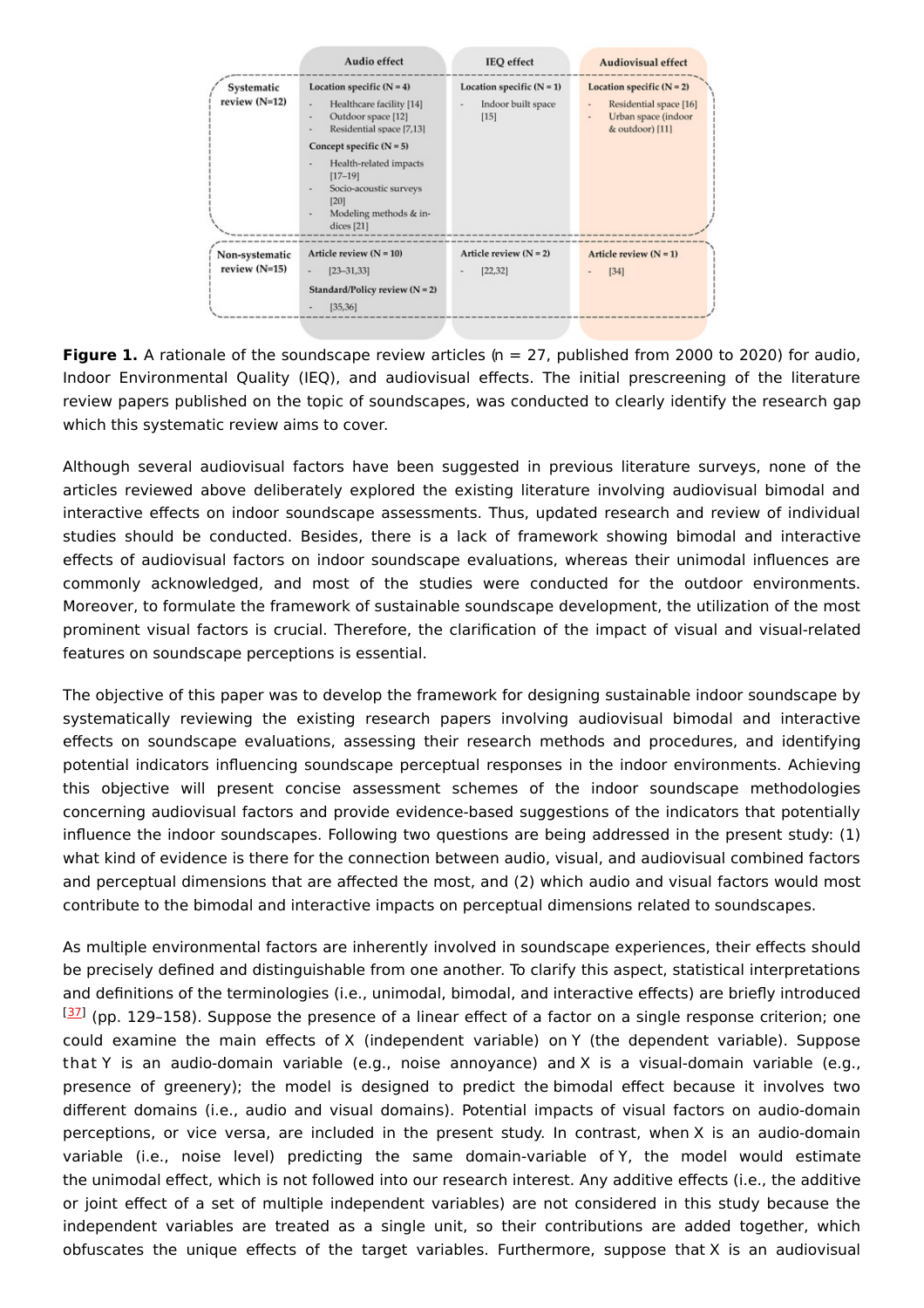| | Audio effect | IEQ effect | Audiovisual effect |
|---|---|---|---|
| Systematic review (N=12) | **Location specific (N = 4)**<br>- Healthcare facility [14]<br>- Outdoor space [12]<br>- Residential space [7,13]<br>**Concept specific (N = 5)**<br>- Health-related impacts [17–19]<br>- Socio-acoustic surveys [20]<br>- Modeling methods & indices [21] | **Location specific (N = 1)**<br>- Indoor built space [15] | **Location specific (N = 2)**<br>- Residential space [16]<br>- Urban space (indoor & outdoor) [11] |
| Non-systematic review (N=15) | **Article review (N = 10)**<br>- [23–31,33]<br>**Standard/Policy review (N = 2)**<br>- [35,36] | **Article review (N = 2)**<br>- [22,32] | **Article review (N = 1)**<br>- [34] |

**Figure 1.** A rationale of the soundscape review articles (n = 27, published from 2000 to 2020) for audio, Indoor Environmental Quality (IEQ), and audiovisual effects. The initial prescreening of the literature review papers published on the topic of soundscapes, was conducted to clearly identify the research gap which this systematic review aims to cover.

Although several audiovisual factors have been suggested in previous literature surveys, none of the articles reviewed above deliberately explored the existing literature involving audiovisual bimodal and interactive effects on indoor soundscape assessments. Thus, updated research and review of individual studies should be conducted. Besides, there is a lack of framework showing bimodal and interactive effects of audiovisual factors on indoor soundscape evaluations, whereas their unimodal influences are commonly acknowledged, and most of the studies were conducted for the outdoor environments. Moreover, to formulate the framework of sustainable soundscape development, the utilization of the most prominent visual factors is crucial. Therefore, the clarification of the impact of visual and visual-related features on soundscape perceptions is essential.

The objective of this paper was to develop the framework for designing sustainable indoor soundscape by systematically reviewing the existing research papers involving audiovisual bimodal and interactive effects on soundscape evaluations, assessing their research methods and procedures, and identifying potential indicators influencing soundscape perceptual responses in the indoor environments. Achieving this objective will present concise assessment schemes of the indoor soundscape methodologies concerning audiovisual factors and provide evidence-based suggestions of the indicators that potentially influence the indoor soundscapes. Following two questions are being addressed in the present study: (1) what kind of evidence is there for the connection between audio, visual, and audiovisual combined factors and perceptual dimensions that are affected the most, and (2) which audio and visual factors would most contribute to the bimodal and interactive impacts on perceptual dimensions related to soundscapes.

As multiple environmental factors are inherently involved in soundscape experiences, their effects should be precisely defined and distinguishable from one another. To clarify this aspect, statistical interpretations and definitions of the terminologies (i.e., unimodal, bimodal, and interactive effects) are briefly introduced [37] (pp. 129–158). Suppose the presence of a linear effect of a factor on a single response criterion; one could examine the main effects of X (independent variable) on Y (the dependent variable). Suppose that Y is an audio-domain variable (e.g., noise annoyance) and X is a visual-domain variable (e.g., presence of greenery); the model is designed to predict the bimodal effect because it involves two different domains (i.e., audio and visual domains). Potential impacts of visual factors on audio-domain perceptions, or vice versa, are included in the present study. In contrast, when X is an audio-domain variable (i.e., noise level) predicting the same domain-variable of Y, the model would estimate the unimodal effect, which is not followed into our research interest. Any additive effects (i.e., the additive or joint effect of a set of multiple independent variables) are not considered in this study because the independent variables are treated as a single unit, so their contributions are added together, which obfuscates the unique effects of the target variables. Furthermore, suppose that X is an audiovisual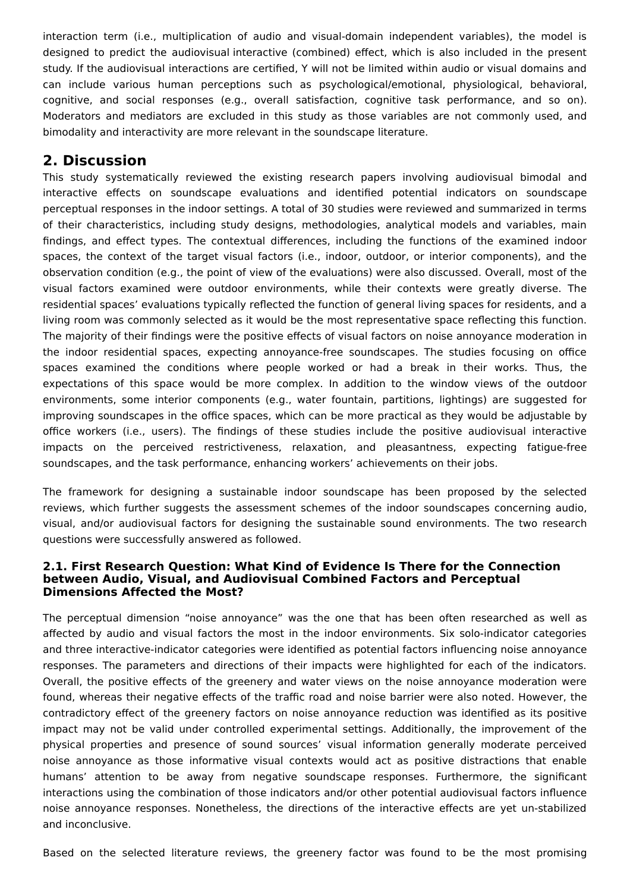interaction term (i.e., multiplication of audio and visual-domain independent variables), the model is designed to predict the audiovisual interactive (combined) effect, which is also included in the present study. If the audiovisual interactions are certified, Y will not be limited within audio or visual domains and can include various human perceptions such as psychological/emotional, physiological, behavioral, cognitive, and social responses (e.g., overall satisfaction, cognitive task performance, and so on). Moderators and mediators are excluded in this study as those variables are not commonly used, and bimodality and interactivity are more relevant in the soundscape literature.

## 2. Discussion

This study systematically reviewed the existing research papers involving audiovisual bimodal and interactive effects on soundscape evaluations and identified potential indicators on soundscape perceptual responses in the indoor settings. A total of 30 studies were reviewed and summarized in terms of their characteristics, including study designs, methodologies, analytical models and variables, main findings, and effect types. The contextual differences, including the functions of the examined indoor spaces, the context of the target visual factors (i.e., indoor, outdoor, or interior components), and the observation condition (e.g., the point of view of the evaluations) were also discussed. Overall, most of the visual factors examined were outdoor environments, while their contexts were greatly diverse. The residential spaces' evaluations typically reflected the function of general living spaces for residents, and a living room was commonly selected as it would be the most representative space reflecting this function. The majority of their findings were the positive effects of visual factors on noise annoyance moderation in the indoor residential spaces, expecting annoyance-free soundscapes. The studies focusing on office spaces examined the conditions where people worked or had a break in their works. Thus, the expectations of this space would be more complex. In addition to the window views of the outdoor environments, some interior components (e.g., water fountain, partitions, lightings) are suggested for improving soundscapes in the office spaces, which can be more practical as they would be adjustable by office workers (i.e., users). The findings of these studies include the positive audiovisual interactive impacts on the perceived restrictiveness, relaxation, and pleasantness, expecting fatigue-free soundscapes, and the task performance, enhancing workers' achievements on their jobs.

The framework for designing a sustainable indoor soundscape has been proposed by the selected reviews, which further suggests the assessment schemes of the indoor soundscapes concerning audio, visual, and/or audiovisual factors for designing the sustainable sound environments. The two research questions were successfully answered as followed.

### 2.1. First Research Question: What Kind of Evidence Is There for the Connection between Audio, Visual, and Audiovisual Combined Factors and Perceptual Dimensions Affected the Most?

The perceptual dimension "noise annoyance" was the one that has been often researched as well as affected by audio and visual factors the most in the indoor environments. Six solo-indicator categories and three interactive-indicator categories were identified as potential factors influencing noise annoyance responses. The parameters and directions of their impacts were highlighted for each of the indicators. Overall, the positive effects of the greenery and water views on the noise annoyance moderation were found, whereas their negative effects of the traffic road and noise barrier were also noted. However, the contradictory effect of the greenery factors on noise annoyance reduction was identified as its positive impact may not be valid under controlled experimental settings. Additionally, the improvement of the physical properties and presence of sound sources' visual information generally moderate perceived noise annoyance as those informative visual contexts would act as positive distractions that enable humans' attention to be away from negative soundscape responses. Furthermore, the significant interactions using the combination of those indicators and/or other potential audiovisual factors influence noise annoyance responses. Nonetheless, the directions of the interactive effects are yet un-stabilized and inconclusive.

Based on the selected literature reviews, the greenery factor was found to be the most promising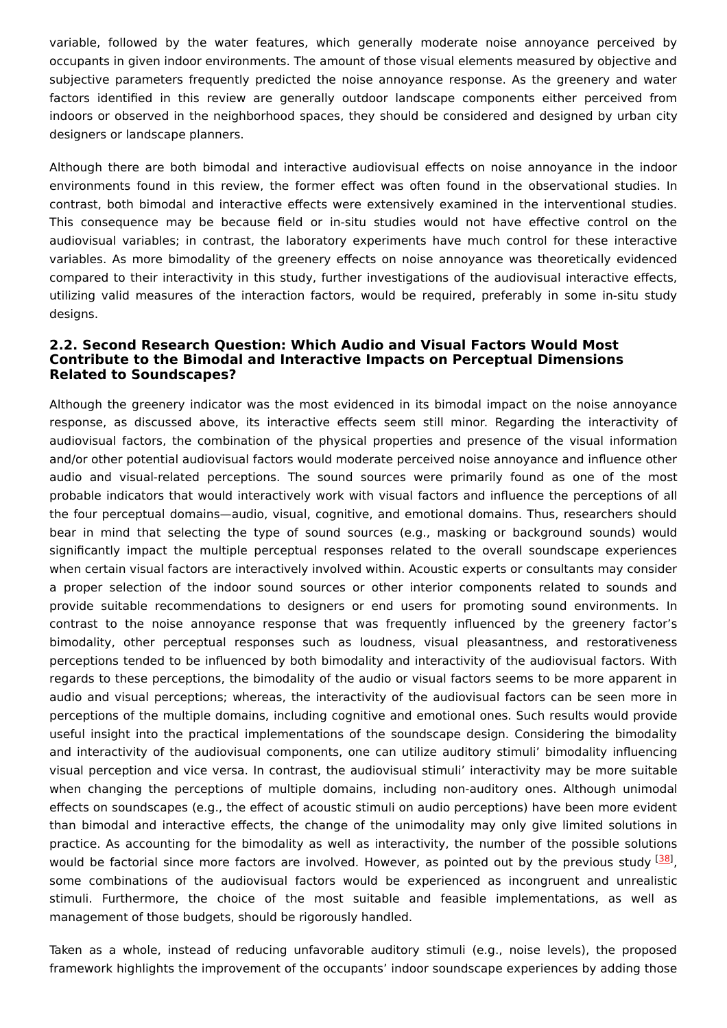variable, followed by the water features, which generally moderate noise annoyance perceived by occupants in given indoor environments. The amount of those visual elements measured by objective and subjective parameters frequently predicted the noise annoyance response. As the greenery and water factors identified in this review are generally outdoor landscape components either perceived from indoors or observed in the neighborhood spaces, they should be considered and designed by urban city designers or landscape planners.

Although there are both bimodal and interactive audiovisual effects on noise annoyance in the indoor environments found in this review, the former effect was often found in the observational studies. In contrast, both bimodal and interactive effects were extensively examined in the interventional studies. This consequence may be because field or in-situ studies would not have effective control on the audiovisual variables; in contrast, the laboratory experiments have much control for these interactive variables. As more bimodality of the greenery effects on noise annoyance was theoretically evidenced compared to their interactivity in this study, further investigations of the audiovisual interactive effects, utilizing valid measures of the interaction factors, would be required, preferably in some in-situ study designs.

### 2.2. Second Research Question: Which Audio and Visual Factors Would Most Contribute to the Bimodal and Interactive Impacts on Perceptual Dimensions Related to Soundscapes?

Although the greenery indicator was the most evidenced in its bimodal impact on the noise annoyance response, as discussed above, its interactive effects seem still minor. Regarding the interactivity of audiovisual factors, the combination of the physical properties and presence of the visual information and/or other potential audiovisual factors would moderate perceived noise annoyance and influence other audio and visual-related perceptions. The sound sources were primarily found as one of the most probable indicators that would interactively work with visual factors and influence the perceptions of all the four perceptual domains—audio, visual, cognitive, and emotional domains. Thus, researchers should bear in mind that selecting the type of sound sources (e.g., masking or background sounds) would significantly impact the multiple perceptual responses related to the overall soundscape experiences when certain visual factors are interactively involved within. Acoustic experts or consultants may consider a proper selection of the indoor sound sources or other interior components related to sounds and provide suitable recommendations to designers or end users for promoting sound environments. In contrast to the noise annoyance response that was frequently influenced by the greenery factor's bimodality, other perceptual responses such as loudness, visual pleasantness, and restorativeness perceptions tended to be influenced by both bimodality and interactivity of the audiovisual factors. With regards to these perceptions, the bimodality of the audio or visual factors seems to be more apparent in audio and visual perceptions; whereas, the interactivity of the audiovisual factors can be seen more in perceptions of the multiple domains, including cognitive and emotional ones. Such results would provide useful insight into the practical implementations of the soundscape design. Considering the bimodality and interactivity of the audiovisual components, one can utilize auditory stimuli' bimodality influencing visual perception and vice versa. In contrast, the audiovisual stimuli' interactivity may be more suitable when changing the perceptions of multiple domains, including non-auditory ones. Although unimodal effects on soundscapes (e.g., the effect of acoustic stimuli on audio perceptions) have been more evident than bimodal and interactive effects, the change of the unimodality may only give limited solutions in practice. As accounting for the bimodality as well as interactivity, the number of the possible solutions would be factorial since more factors are involved. However, as pointed out by the previous study [38], some combinations of the audiovisual factors would be experienced as incongruent and unrealistic stimuli. Furthermore, the choice of the most suitable and feasible implementations, as well as management of those budgets, should be rigorously handled.

Taken as a whole, instead of reducing unfavorable auditory stimuli (e.g., noise levels), the proposed framework highlights the improvement of the occupants' indoor soundscape experiences by adding those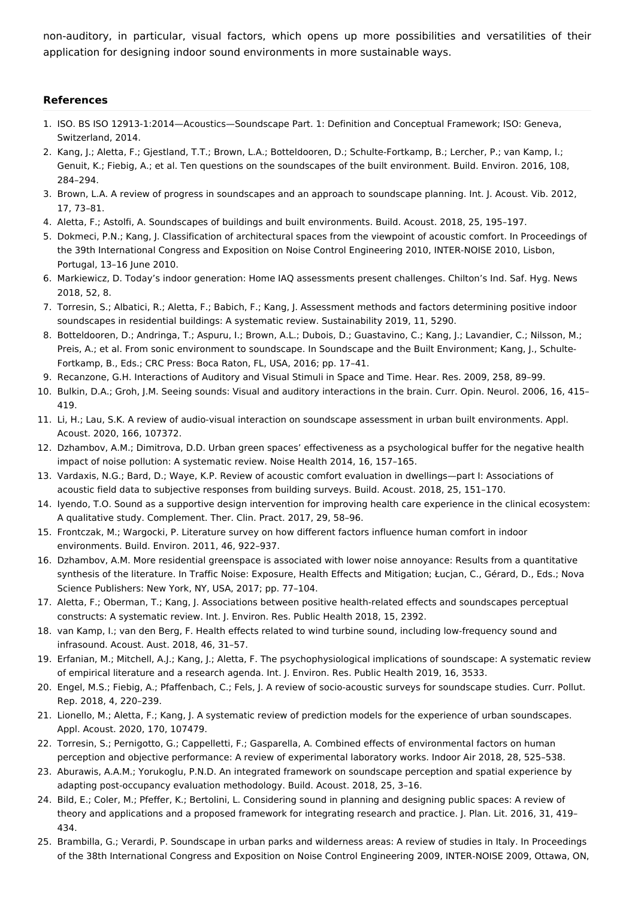non-auditory, in particular, visual factors, which opens up more possibilities and versatilities of their application for designing indoor sound environments in more sustainable ways.

## References

1. ISO. BS ISO 12913-1:2014—Acoustics—Soundscape Part. 1: Definition and Conceptual Framework; ISO: Geneva, Switzerland, 2014.
2. Kang, J.; Aletta, F.; Gjestland, T.T.; Brown, L.A.; Botteldooren, D.; Schulte-Fortkamp, B.; Lercher, P.; van Kamp, I.; Genuit, K.; Fiebig, A.; et al. Ten questions on the soundscapes of the built environment. Build. Environ. 2016, 108, 284–294.
3. Brown, L.A. A review of progress in soundscapes and an approach to soundscape planning. Int. J. Acoust. Vib. 2012, 17, 73–81.
4. Aletta, F.; Astolfi, A. Soundscapes of buildings and built environments. Build. Acoust. 2018, 25, 195–197.
5. Dokmeci, P.N.; Kang, J. Classification of architectural spaces from the viewpoint of acoustic comfort. In Proceedings of the 39th International Congress and Exposition on Noise Control Engineering 2010, INTER-NOISE 2010, Lisbon, Portugal, 13–16 June 2010.
6. Markiewicz, D. Today's indoor generation: Home IAQ assessments present challenges. Chilton's Ind. Saf. Hyg. News 2018, 52, 8.
7. Torresin, S.; Albatici, R.; Aletta, F.; Babich, F.; Kang, J. Assessment methods and factors determining positive indoor soundscapes in residential buildings: A systematic review. Sustainability 2019, 11, 5290.
8. Botteldooren, D.; Andringa, T.; Aspuru, I.; Brown, A.L.; Dubois, D.; Guastavino, C.; Kang, J.; Lavandier, C.; Nilsson, M.; Preis, A.; et al. From sonic environment to soundscape. In Soundscape and the Built Environment; Kang, J., Schulte-Fortkamp, B., Eds.; CRC Press: Boca Raton, FL, USA, 2016; pp. 17–41.
9. Recanzone, G.H. Interactions of Auditory and Visual Stimuli in Space and Time. Hear. Res. 2009, 258, 89–99.
10. Bulkin, D.A.; Groh, J.M. Seeing sounds: Visual and auditory interactions in the brain. Curr. Opin. Neurol. 2006, 16, 415–419.
11. Li, H.; Lau, S.K. A review of audio-visual interaction on soundscape assessment in urban built environments. Appl. Acoust. 2020, 166, 107372.
12. Dzhambov, A.M.; Dimitrova, D.D. Urban green spaces' effectiveness as a psychological buffer for the negative health impact of noise pollution: A systematic review. Noise Health 2014, 16, 157–165.
13. Vardaxis, N.G.; Bard, D.; Waye, K.P. Review of acoustic comfort evaluation in dwellings—part I: Associations of acoustic field data to subjective responses from building surveys. Build. Acoust. 2018, 25, 151–170.
14. Iyendo, T.O. Sound as a supportive design intervention for improving health care experience in the clinical ecosystem: A qualitative study. Complement. Ther. Clin. Pract. 2017, 29, 58–96.
15. Frontczak, M.; Wargocki, P. Literature survey on how different factors influence human comfort in indoor environments. Build. Environ. 2011, 46, 922–937.
16. Dzhambov, A.M. More residential greenspace is associated with lower noise annoyance: Results from a quantitative synthesis of the literature. In Traffic Noise: Exposure, Health Effects and Mitigation; Łucjan, C., Gérard, D., Eds.; Nova Science Publishers: New York, NY, USA, 2017; pp. 77–104.
17. Aletta, F.; Oberman, T.; Kang, J. Associations between positive health-related effects and soundscapes perceptual constructs: A systematic review. Int. J. Environ. Res. Public Health 2018, 15, 2392.
18. van Kamp, I.; van den Berg, F. Health effects related to wind turbine sound, including low-frequency sound and infrasound. Acoust. Aust. 2018, 46, 31–57.
19. Erfanian, M.; Mitchell, A.J.; Kang, J.; Aletta, F. The psychophysiological implications of soundscape: A systematic review of empirical literature and a research agenda. Int. J. Environ. Res. Public Health 2019, 16, 3533.
20. Engel, M.S.; Fiebig, A.; Pfaffenbach, C.; Fels, J. A review of socio-acoustic surveys for soundscape studies. Curr. Pollut. Rep. 2018, 4, 220–239.
21. Lionello, M.; Aletta, F.; Kang, J. A systematic review of prediction models for the experience of urban soundscapes. Appl. Acoust. 2020, 170, 107479.
22. Torresin, S.; Pernigotto, G.; Cappelletti, F.; Gasparella, A. Combined effects of environmental factors on human perception and objective performance: A review of experimental laboratory works. Indoor Air 2018, 28, 525–538.
23. Aburawis, A.A.M.; Yorukoglu, P.N.D. An integrated framework on soundscape perception and spatial experience by adapting post-occupancy evaluation methodology. Build. Acoust. 2018, 25, 3–16.
24. Bild, E.; Coler, M.; Pfeffer, K.; Bertolini, L. Considering sound in planning and designing public spaces: A review of theory and applications and a proposed framework for integrating research and practice. J. Plan. Lit. 2016, 31, 419–434.
25. Brambilla, G.; Verardi, P. Soundscape in urban parks and wilderness areas: A review of studies in Italy. In Proceedings of the 38th International Congress and Exposition on Noise Control Engineering 2009, INTER-NOISE 2009, Ottawa, ON,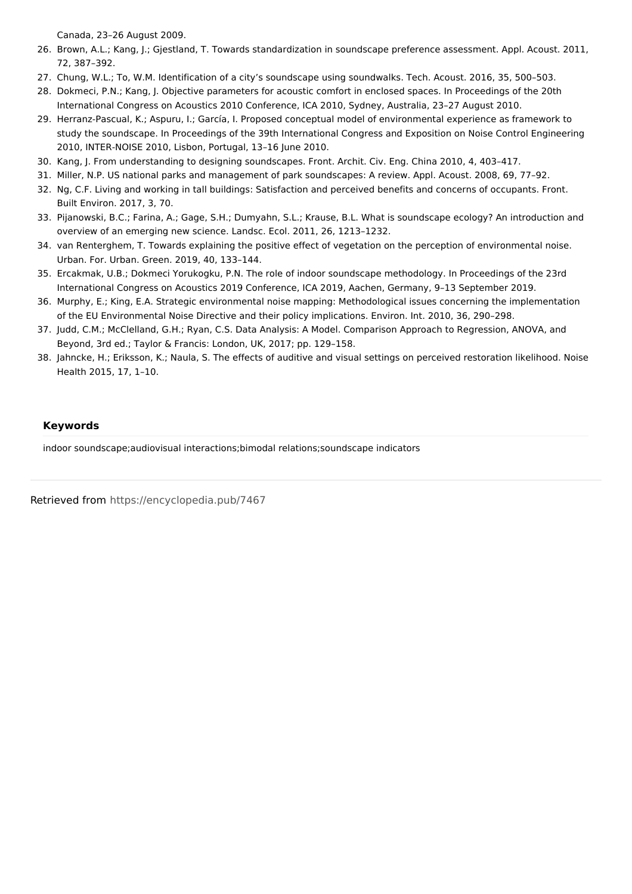Canada, 23–26 August 2009.

26. Brown, A.L.; Kang, J.; Gjestland, T. Towards standardization in soundscape preference assessment. Appl. Acoust. 2011, 72, 387–392.
27. Chung, W.L.; To, W.M. Identification of a city's soundscape using soundwalks. Tech. Acoust. 2016, 35, 500–503.
28. Dokmeci, P.N.; Kang, J. Objective parameters for acoustic comfort in enclosed spaces. In Proceedings of the 20th International Congress on Acoustics 2010 Conference, ICA 2010, Sydney, Australia, 23–27 August 2010.
29. Herranz-Pascual, K.; Aspuru, I.; García, I. Proposed conceptual model of environmental experience as framework to study the soundscape. In Proceedings of the 39th International Congress and Exposition on Noise Control Engineering 2010, INTER-NOISE 2010, Lisbon, Portugal, 13–16 June 2010.
30. Kang, J. From understanding to designing soundscapes. Front. Archit. Civ. Eng. China 2010, 4, 403–417.
31. Miller, N.P. US national parks and management of park soundscapes: A review. Appl. Acoust. 2008, 69, 77–92.
32. Ng, C.F. Living and working in tall buildings: Satisfaction and perceived benefits and concerns of occupants. Front. Built Environ. 2017, 3, 70.
33. Pijanowski, B.C.; Farina, A.; Gage, S.H.; Dumyahn, S.L.; Krause, B.L. What is soundscape ecology? An introduction and overview of an emerging new science. Landsc. Ecol. 2011, 26, 1213–1232.
34. van Renterghem, T. Towards explaining the positive effect of vegetation on the perception of environmental noise. Urban. For. Urban. Green. 2019, 40, 133–144.
35. Ercakmak, U.B.; Dokmeci Yorukogku, P.N. The role of indoor soundscape methodology. In Proceedings of the 23rd International Congress on Acoustics 2019 Conference, ICA 2019, Aachen, Germany, 9–13 September 2019.
36. Murphy, E.; King, E.A. Strategic environmental noise mapping: Methodological issues concerning the implementation of the EU Environmental Noise Directive and their policy implications. Environ. Int. 2010, 36, 290–298.
37. Judd, C.M.; McClelland, G.H.; Ryan, C.S. Data Analysis: A Model. Comparison Approach to Regression, ANOVA, and Beyond, 3rd ed.; Taylor & Francis: London, UK, 2017; pp. 129–158.
38. Jahncke, H.; Eriksson, K.; Naula, S. The effects of auditive and visual settings on perceived restoration likelihood. Noise Health 2015, 17, 1–10.

### Keywords

indoor soundscape;audiovisual interactions;bimodal relations;soundscape indicators

Retrieved from https://encyclopedia.pub/7467